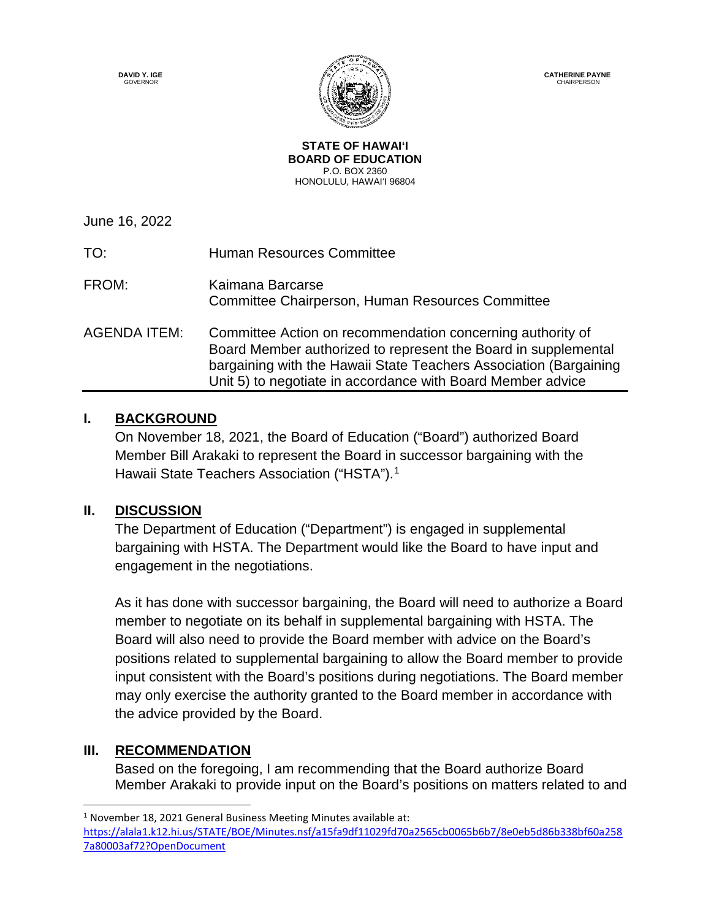DAVID Y. IGE
GOVERNOR

CATHERINE PAYNE
CHAIRPERSON

**STATE OF HAWAIʻI**
**BOARD OF EDUCATION**
P.O. BOX 2360
HONOLULU, HAWAIʻI 96804

June 16, 2022

TO: Human Resources Committee

FROM: Kaimana Barcarse
Committee Chairperson, Human Resources Committee

AGENDA ITEM: Committee Action on recommendation concerning authority of Board Member authorized to represent the Board in supplemental bargaining with the Hawaii State Teachers Association (Bargaining Unit 5) to negotiate in accordance with Board Member advice

---

## I. BACKGROUND

On November 18, 2021, the Board of Education ("Board") authorized Board Member Bill Arakaki to represent the Board in successor bargaining with the Hawaii State Teachers Association ("HSTA").[1]

## II. DISCUSSION

The Department of Education ("Department") is engaged in supplemental bargaining with HSTA. The Department would like the Board to have input and engagement in the negotiations.

As it has done with successor bargaining, the Board will need to authorize a Board member to negotiate on its behalf in supplemental bargaining with HSTA. The Board will also need to provide the Board member with advice on the Board's positions related to supplemental bargaining to allow the Board member to provide input consistent with the Board's positions during negotiations. The Board member may only exercise the authority granted to the Board member in accordance with the advice provided by the Board.

## III. RECOMMENDATION

Based on the foregoing, I am recommending that the Board authorize Board Member Arakaki to provide input on the Board's positions on matters related to and

---

[1] November 18, 2021 General Business Meeting Minutes available at: https://alala1.k12.hi.us/STATE/BOE/Minutes.nsf/a15fa9df11029fd70a2565cb0065b6b7/8e0eb5d86b338bf60a2587a80003af72?OpenDocument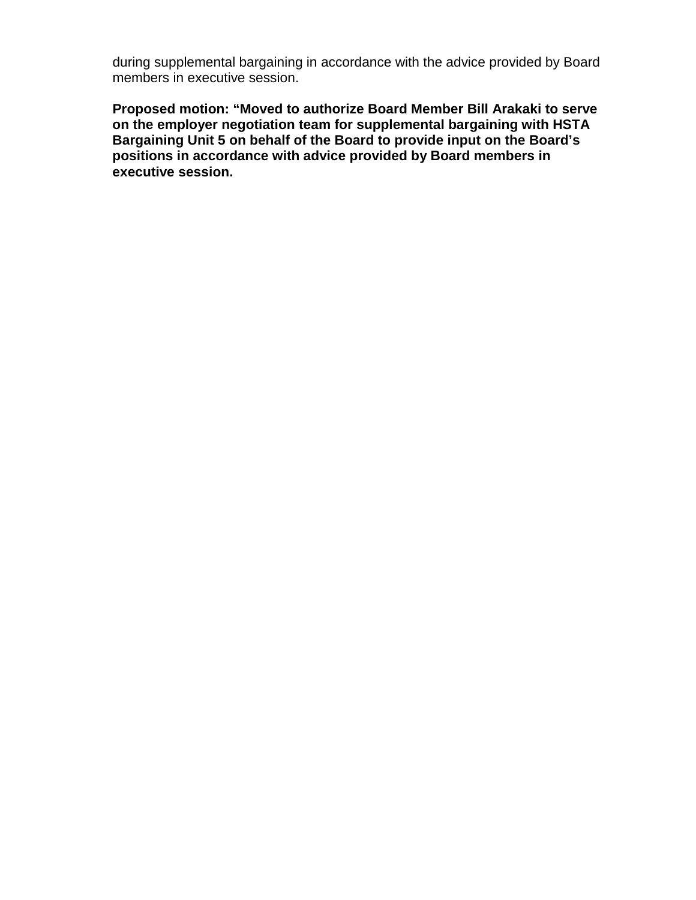during supplemental bargaining in accordance with the advice provided by Board members in executive session.

**Proposed motion: “Moved to authorize Board Member Bill Arakaki to serve on the employer negotiation team for supplemental bargaining with HSTA Bargaining Unit 5 on behalf of the Board to provide input on the Board’s positions in accordance with advice provided by Board members in executive session.**